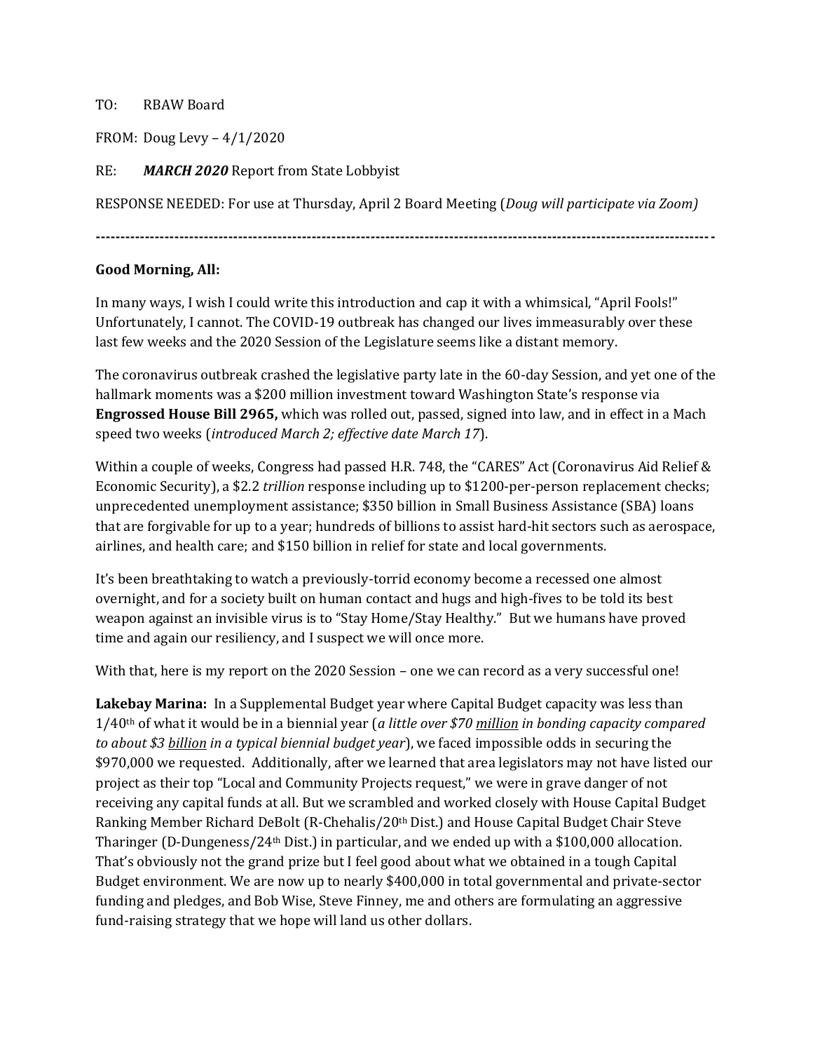TO: RBAW Board

FROM: Doug Levy – 4/1/2020

RE: ***MARCH 2020*** Report from State Lobbyist

RESPONSE NEEDED: For use at Thursday, April 2 Board Meeting (*Doug will participate via Zoom)*

---

**Good Morning, All:**

In many ways, I wish I could write this introduction and cap it with a whimsical, "April Fools!" Unfortunately, I cannot. The COVID-19 outbreak has changed our lives immeasurably over these last few weeks and the 2020 Session of the Legislature seems like a distant memory.

The coronavirus outbreak crashed the legislative party late in the 60-day Session, and yet one of the hallmark moments was a $200 million investment toward Washington State's response via **Engrossed House Bill 2965,** which was rolled out, passed, signed into law, and in effect in a Mach speed two weeks (*introduced March 2; effective date March 17*).

Within a couple of weeks, Congress had passed H.R. 748, the "CARES" Act (Coronavirus Aid Relief & Economic Security), a $2.2 *trillion* response including up to $1200-per-person replacement checks; unprecedented unemployment assistance; $350 billion in Small Business Assistance (SBA) loans that are forgivable for up to a year; hundreds of billions to assist hard-hit sectors such as aerospace, airlines, and health care; and $150 billion in relief for state and local governments.

It's been breathtaking to watch a previously-torrid economy become a recessed one almost overnight, and for a society built on human contact and hugs and high-fives to be told its best weapon against an invisible virus is to "Stay Home/Stay Healthy." But we humans have proved time and again our resiliency, and I suspect we will once more.

With that, here is my report on the 2020 Session – one we can record as a very successful one!

**Lakebay Marina:** In a Supplemental Budget year where Capital Budget capacity was less than 1/40th of what it would be in a biennial year (*a little over $70 million in bonding capacity compared to about $3 billion in a typical biennial budget year*), we faced impossible odds in securing the $970,000 we requested. Additionally, after we learned that area legislators may not have listed our project as their top "Local and Community Projects request," we were in grave danger of not receiving any capital funds at all. But we scrambled and worked closely with House Capital Budget Ranking Member Richard DeBolt (R-Chehalis/20th Dist.) and House Capital Budget Chair Steve Tharinger (D-Dungeness/24th Dist.) in particular, and we ended up with a $100,000 allocation. That's obviously not the grand prize but I feel good about what we obtained in a tough Capital Budget environment. We are now up to nearly $400,000 in total governmental and private-sector funding and pledges, and Bob Wise, Steve Finney, me and others are formulating an aggressive fund-raising strategy that we hope will land us other dollars.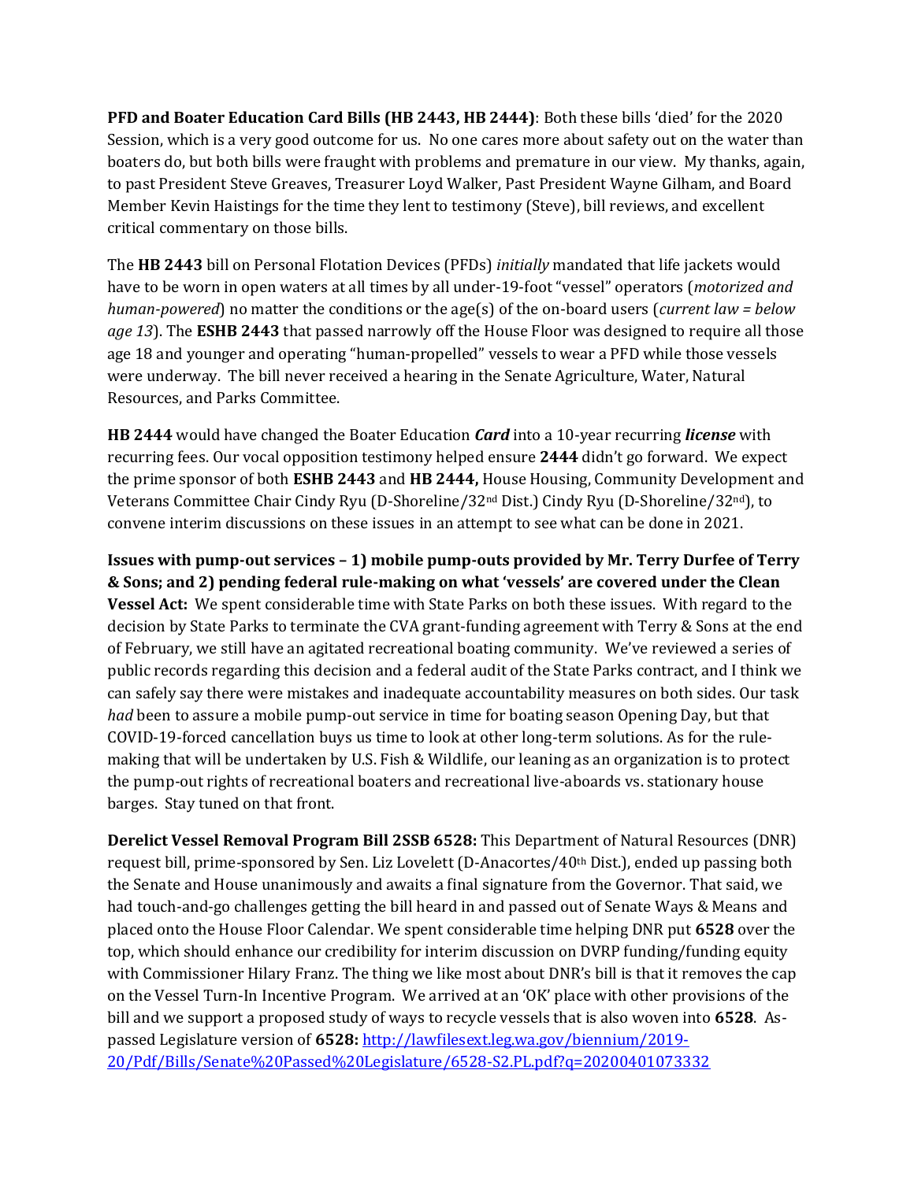**PFD and Boater Education Card Bills (HB 2443, HB 2444)**: Both these bills 'died' for the 2020 Session, which is a very good outcome for us. No one cares more about safety out on the water than boaters do, but both bills were fraught with problems and premature in our view. My thanks, again, to past President Steve Greaves, Treasurer Loyd Walker, Past President Wayne Gilham, and Board Member Kevin Haistings for the time they lent to testimony (Steve), bill reviews, and excellent critical commentary on those bills.

The **HB 2443** bill on Personal Flotation Devices (PFDs) *initially* mandated that life jackets would have to be worn in open waters at all times by all under-19-foot "vessel" operators (*motorized and human-powered*) no matter the conditions or the age(s) of the on-board users (*current law = below age 13*). The **ESHB 2443** that passed narrowly off the House Floor was designed to require all those age 18 and younger and operating "human-propelled" vessels to wear a PFD while those vessels were underway. The bill never received a hearing in the Senate Agriculture, Water, Natural Resources, and Parks Committee.

**HB 2444** would have changed the Boater Education ***Card*** into a 10-year recurring ***license*** with recurring fees. Our vocal opposition testimony helped ensure **2444** didn't go forward. We expect the prime sponsor of both **ESHB 2443** and **HB 2444,** House Housing, Community Development and Veterans Committee Chair Cindy Ryu (D-Shoreline/32nd Dist.) Cindy Ryu (D-Shoreline/32nd), to convene interim discussions on these issues in an attempt to see what can be done in 2021.

**Issues with pump-out services – 1) mobile pump-outs provided by Mr. Terry Durfee of Terry & Sons; and 2) pending federal rule-making on what 'vessels' are covered under the Clean Vessel Act:** We spent considerable time with State Parks on both these issues. With regard to the decision by State Parks to terminate the CVA grant-funding agreement with Terry & Sons at the end of February, we still have an agitated recreational boating community. We've reviewed a series of public records regarding this decision and a federal audit of the State Parks contract, and I think we can safely say there were mistakes and inadequate accountability measures on both sides. Our task *had* been to assure a mobile pump-out service in time for boating season Opening Day, but that COVID-19-forced cancellation buys us time to look at other long-term solutions. As for the rule-making that will be undertaken by U.S. Fish & Wildlife, our leaning as an organization is to protect the pump-out rights of recreational boaters and recreational live-aboards vs. stationary house barges. Stay tuned on that front.

**Derelict Vessel Removal Program Bill 2SSB 6528:** This Department of Natural Resources (DNR) request bill, prime-sponsored by Sen. Liz Lovelett (D-Anacortes/40th Dist.), ended up passing both the Senate and House unanimously and awaits a final signature from the Governor. That said, we had touch-and-go challenges getting the bill heard in and passed out of Senate Ways & Means and placed onto the House Floor Calendar. We spent considerable time helping DNR put **6528** over the top, which should enhance our credibility for interim discussion on DVRP funding/funding equity with Commissioner Hilary Franz. The thing we like most about DNR's bill is that it removes the cap on the Vessel Turn-In Incentive Program. We arrived at an 'OK' place with other provisions of the bill and we support a proposed study of ways to recycle vessels that is also woven into **6528**. As-passed Legislature version of **6528:** [http://lawfilesext.leg.wa.gov/biennium/2019-20/Pdf/Bills/Senate%20Passed%20Legislature/6528-S2.PL.pdf?q=20200401073332](http://lawfilesext.leg.wa.gov/biennium/2019-20/Pdf/Bills/Senate%20Passed%20Legislature/6528-S2.PL.pdf?q=20200401073332)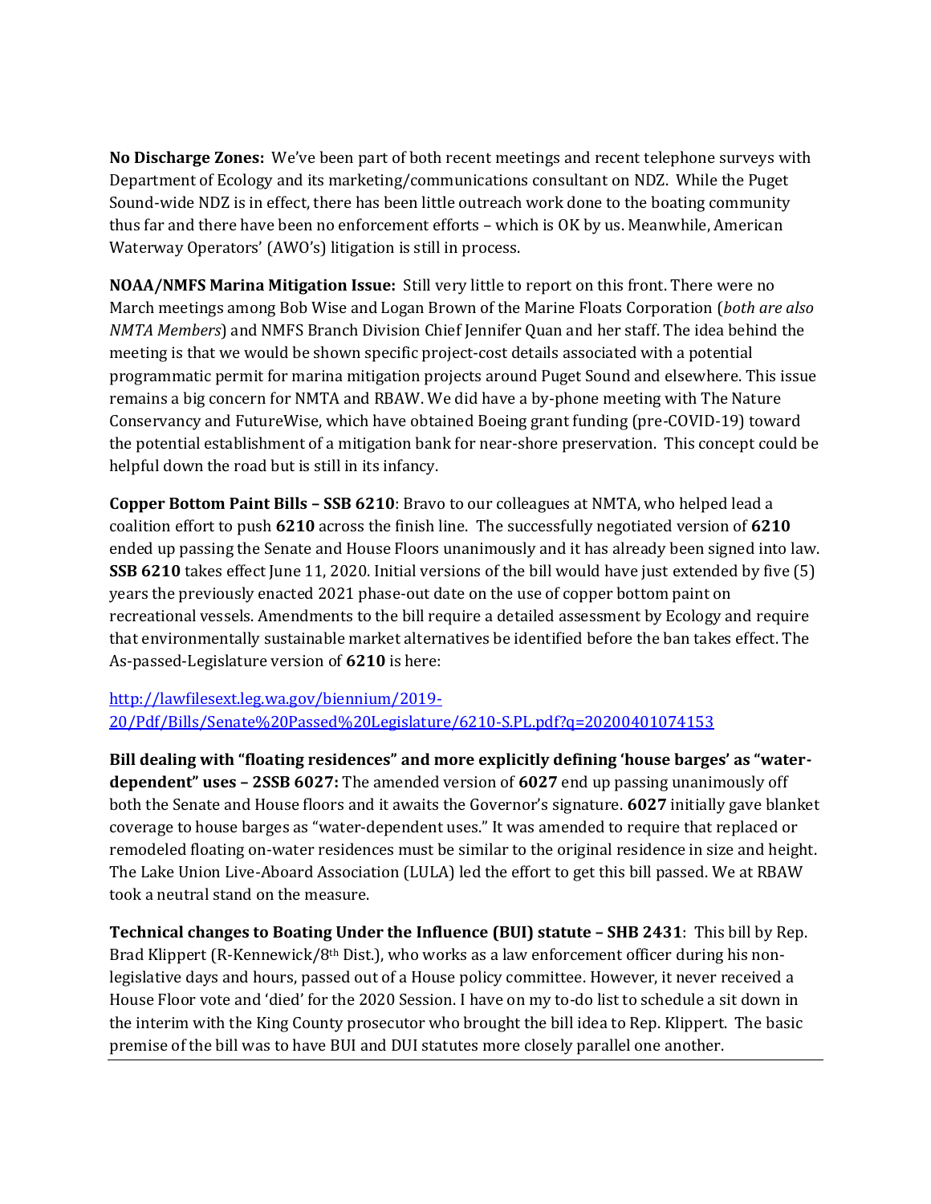**No Discharge Zones:** We've been part of both recent meetings and recent telephone surveys with Department of Ecology and its marketing/communications consultant on NDZ. While the Puget Sound-wide NDZ is in effect, there has been little outreach work done to the boating community thus far and there have been no enforcement efforts – which is OK by us. Meanwhile, American Waterway Operators' (AWO's) litigation is still in process.

**NOAA/NMFS Marina Mitigation Issue:** Still very little to report on this front. There were no March meetings among Bob Wise and Logan Brown of the Marine Floats Corporation (*both are also NMTA Members*) and NMFS Branch Division Chief Jennifer Quan and her staff. The idea behind the meeting is that we would be shown specific project-cost details associated with a potential programmatic permit for marina mitigation projects around Puget Sound and elsewhere. This issue remains a big concern for NMTA and RBAW. We did have a by-phone meeting with The Nature Conservancy and FutureWise, which have obtained Boeing grant funding (pre-COVID-19) toward the potential establishment of a mitigation bank for near-shore preservation. This concept could be helpful down the road but is still in its infancy.

**Copper Bottom Paint Bills – SSB 6210**: Bravo to our colleagues at NMTA, who helped lead a coalition effort to push **6210** across the finish line. The successfully negotiated version of **6210** ended up passing the Senate and House Floors unanimously and it has already been signed into law. **SSB 6210** takes effect June 11, 2020. Initial versions of the bill would have just extended by five (5) years the previously enacted 2021 phase-out date on the use of copper bottom paint on recreational vessels. Amendments to the bill require a detailed assessment by Ecology and require that environmentally sustainable market alternatives be identified before the ban takes effect. The As-passed-Legislature version of **6210** is here:

[http://lawfilesext.leg.wa.gov/biennium/2019-20/Pdf/Bills/Senate%20Passed%20Legislature/6210-S.PL.pdf?q=20200401074153](http://lawfilesext.leg.wa.gov/biennium/2019-20/Pdf/Bills/Senate%20Passed%20Legislature/6210-S.PL.pdf?q=20200401074153)

**Bill dealing with "floating residences" and more explicitly defining 'house barges' as "water-dependent" uses – 2SSB 6027:** The amended version of **6027** end up passing unanimously off both the Senate and House floors and it awaits the Governor's signature. **6027** initially gave blanket coverage to house barges as "water-dependent uses." It was amended to require that replaced or remodeled floating on-water residences must be similar to the original residence in size and height. The Lake Union Live-Aboard Association (LULA) led the effort to get this bill passed. We at RBAW took a neutral stand on the measure.

**Technical changes to Boating Under the Influence (BUI) statute – SHB 2431**: This bill by Rep. Brad Klippert (R-Kennewick/8th Dist.), who works as a law enforcement officer during his non-legislative days and hours, passed out of a House policy committee. However, it never received a House Floor vote and 'died' for the 2020 Session. I have on my to-do list to schedule a sit down in the interim with the King County prosecutor who brought the bill idea to Rep. Klippert. The basic premise of the bill was to have BUI and DUI statutes more closely parallel one another.

---